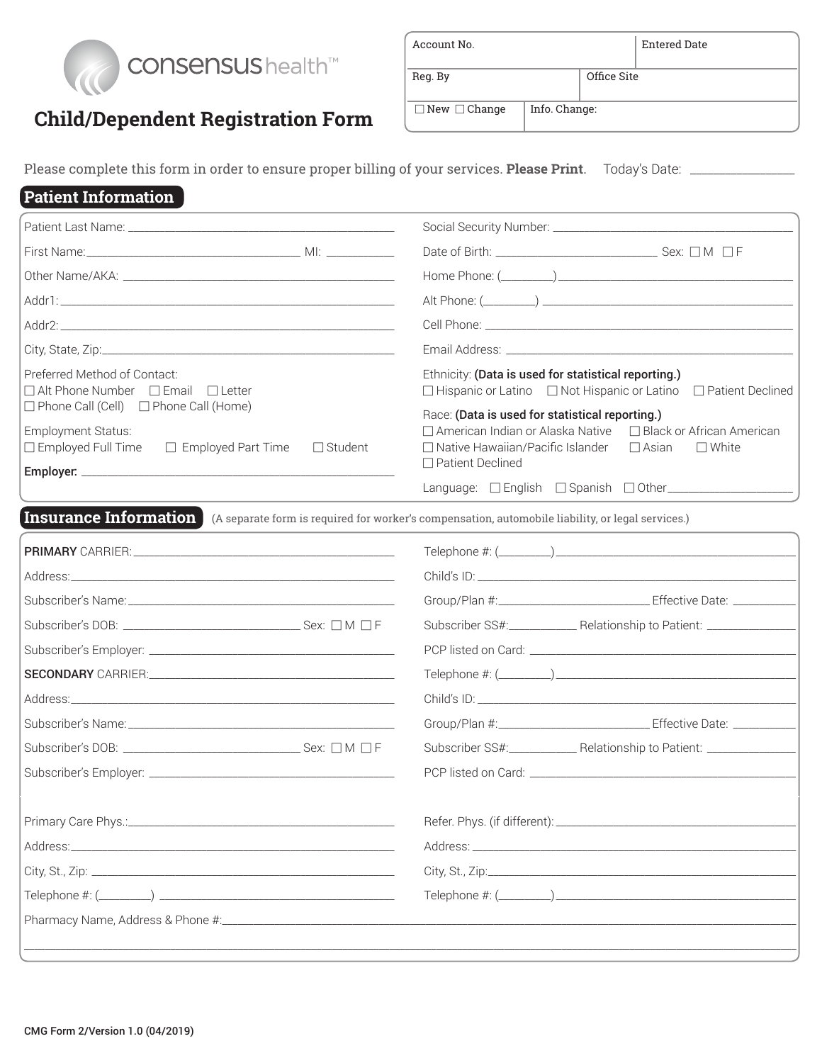consensus health™

# Child/Dependent Registration Form

| Account No. | | Entered Date |
|---|---|---|
| Reg. By | Office Site | |
| ☐ New ☐ Change | Info. Change: | |

Please complete this form in order to ensure proper billing of your services. **Please Print**. Today's Date: ________________

## Patient Information

Patient Last Name: ____________________________________________

First Name: ________________________________ MI: ___________

Other Name/AKA: ____________________________________________

Addr1: ____________________________________________

Addr2: ____________________________________________

City, State, Zip: ____________________________________________

Preferred Method of Contact:
☐ Alt Phone Number ☐ Email ☐ Letter
☐ Phone Call (Cell) ☐ Phone Call (Home)

Employment Status:
☐ Employed Full Time ☐ Employed Part Time ☐ Student

**Employer:** ____________________________________________

Social Security Number: ____________________________________________

Date of Birth: ____________________________ Sex: ☐ M ☐ F

Home Phone: (________) ____________________________________________

Alt Phone: (________) ____________________________________________

Cell Phone: ____________________________________________

Email Address: ____________________________________________

Ethnicity: **(Data is used for statistical reporting.)**
☐ Hispanic or Latino ☐ Not Hispanic or Latino ☐ Patient Declined

Race: **(Data is used for statistical reporting.)**
☐ American Indian or Alaska Native ☐ Black or African American
☐ Native Hawaiian/Pacific Islander ☐ Asian ☐ White
☐ Patient Declined

Language: ☐ English ☐ Spanish ☐ Other____________________

## Insurance Information

(A separate form is required for worker's compensation, automobile liability, or legal services.)

**PRIMARY** CARRIER: ____________________________________________

Address: ____________________________________________

Subscriber's Name: ____________________________________________

Subscriber's DOB: ____________________________ Sex: ☐ M ☐ F

Subscriber's Employer: ____________________________________________

Telephone #: (________) ____________________________________________

Child's ID: ____________________________________________

Group/Plan #: __________________________ Effective Date: __________

Subscriber SS#: ___________ Relationship to Patient: _______________

PCP listed on Card: ____________________________________________

**SECONDARY** CARRIER: ____________________________________________

Address: ____________________________________________

Subscriber's Name: ____________________________________________

Subscriber's DOB: ____________________________ Sex: ☐ M ☐ F

Subscriber's Employer: ____________________________________________

Telephone #: (________) ____________________________________________

Child's ID: ____________________________________________

Group/Plan #: __________________________ Effective Date: __________

Subscriber SS#: ___________ Relationship to Patient: _______________

PCP listed on Card: ____________________________________________

Primary Care Phys.: ____________________________________________

Address: ____________________________________________

City, St., Zip: ____________________________________________

Telephone #: (________) ____________________________________________

Refer. Phys. (if different): ____________________________________________

Address: ____________________________________________

City, St., Zip: ____________________________________________

Telephone #: (________) ____________________________________________

Pharmacy Name, Address & Phone #: ____________________________________________

____________________________________________________________________________________

CMG Form 2/Version 1.0 (04/2019)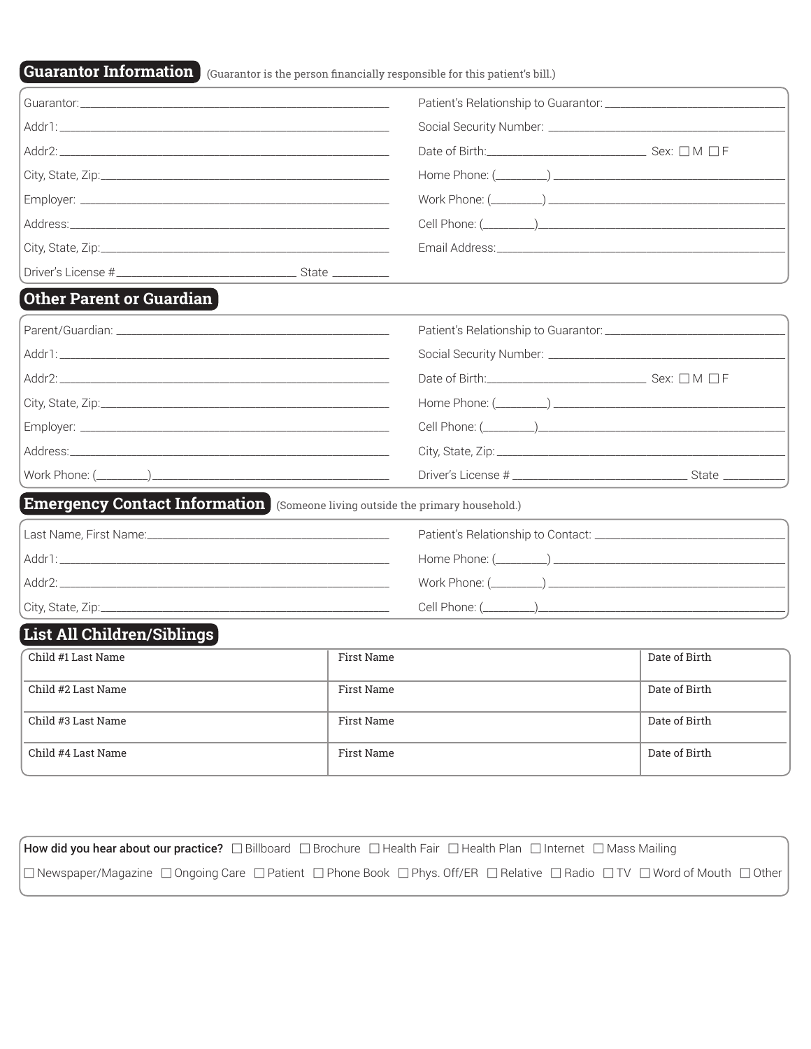## Guarantor Information

(Guarantor is the person financially responsible for this patient's bill.)

Guarantor: ______________________________

Patient's Relationship to Guarantor: ______________________________

Addr1: ______________________________

Social Security Number: ______________________________

Addr2: ______________________________

Date of Birth: ______________ Sex: ☐ M ☐ F

City, State, Zip: ______________________________

Home Phone: (______) ______________________________

Employer: ______________________________

Work Phone: (______) ______________________________

Address: ______________________________

Cell Phone: (______) ______________________________

City, State, Zip: ______________________________

Email Address: ______________________________

Driver's License # ______________ State ______

## Other Parent or Guardian

Parent/Guardian: ______________________________

Patient's Relationship to Guarantor: ______________________________

Addr1: ______________________________

Social Security Number: ______________________________

Addr2: ______________________________

Date of Birth: ______________ Sex: ☐ M ☐ F

City, State, Zip: ______________________________

Home Phone: (______) ______________________________

Employer: ______________________________

Cell Phone: (______) ______________________________

Address: ______________________________

City, State, Zip: ______________________________

Work Phone: (______) ______________________________

Driver's License # ______________ State ______

## Emergency Contact Information

(Someone living outside the primary household.)

Last Name, First Name: ______________________________

Patient's Relationship to Contact: ______________________________

Addr1: ______________________________

Home Phone: (______) ______________________________

Addr2: ______________________________

Work Phone: (______) ______________________________

City, State, Zip: ______________________________

Cell Phone: (______) ______________________________

## List All Children/Siblings

| | | |
|---|---|---|
| Child #1 Last Name | First Name | Date of Birth |
| Child #2 Last Name | First Name | Date of Birth |
| Child #3 Last Name | First Name | Date of Birth |
| Child #4 Last Name | First Name | Date of Birth |

**How did you hear about our practice?** ☐ Billboard ☐ Brochure ☐ Health Fair ☐ Health Plan ☐ Internet ☐ Mass Mailing ☐ Newspaper/Magazine ☐ Ongoing Care ☐ Patient ☐ Phone Book ☐ Phys. Off/ER ☐ Relative ☐ Radio ☐ TV ☐ Word of Mouth ☐ Other